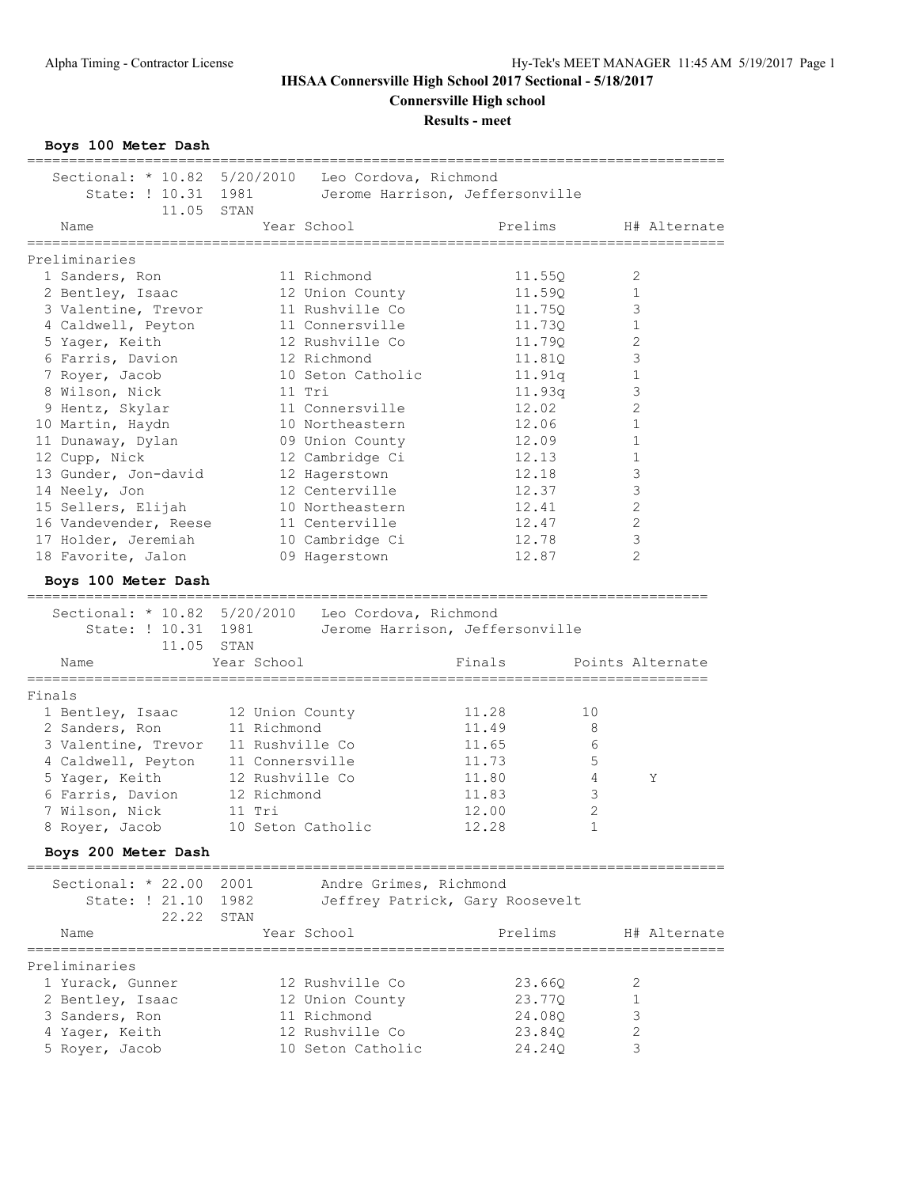# IHSAA Connersville High School 2017 Sectional - 5/18/2017

## Connersville High school

### Results - meet

**Boys 100 Meter Dash**

Sectional: * 10.82 5/20/2010 Leo Cordova, Richmond
State: ! 10.31 1981 Jerome Harrison, Jeffersonville
11.05 STAN

Preliminaries

| | Name | Year | School | Prelims | H# | Alternate |
|---|---|---|---|---|---|---|
| 1 | Sanders, Ron | 11 | Richmond | 11.55Q | 2 | |
| 2 | Bentley, Isaac | 12 | Union County | 11.59Q | 1 | |
| 3 | Valentine, Trevor | 11 | Rushville Co | 11.75Q | 3 | |
| 4 | Caldwell, Peyton | 11 | Connersville | 11.73Q | 1 | |
| 5 | Yager, Keith | 12 | Rushville Co | 11.79Q | 2 | |
| 6 | Farris, Davion | 12 | Richmond | 11.81Q | 3 | |
| 7 | Royer, Jacob | 10 | Seton Catholic | 11.91q | 1 | |
| 8 | Wilson, Nick | 11 | Tri | 11.93q | 3 | |
| 9 | Hentz, Skylar | 11 | Connersville | 12.02 | 2 | |
| 10 | Martin, Haydn | 10 | Northeastern | 12.06 | 1 | |
| 11 | Dunaway, Dylan | 09 | Union County | 12.09 | 1 | |
| 12 | Cupp, Nick | 12 | Cambridge Ci | 12.13 | 1 | |
| 13 | Gunder, Jon-david | 12 | Hagerstown | 12.18 | 3 | |
| 14 | Neely, Jon | 12 | Centerville | 12.37 | 3 | |
| 15 | Sellers, Elijah | 10 | Northeastern | 12.41 | 2 | |
| 16 | Vandevender, Reese | 11 | Centerville | 12.47 | 2 | |
| 17 | Holder, Jeremiah | 10 | Cambridge Ci | 12.78 | 3 | |
| 18 | Favorite, Jalon | 09 | Hagerstown | 12.87 | 2 | |

**Boys 100 Meter Dash**

Sectional: * 10.82 5/20/2010 Leo Cordova, Richmond
State: ! 10.31 1981 Jerome Harrison, Jeffersonville
11.05 STAN

Finals

| | Name | Year | School | Finals | Points | Alternate |
|---|---|---|---|---|---|---|
| 1 | Bentley, Isaac | 12 | Union County | 11.28 | 10 | |
| 2 | Sanders, Ron | 11 | Richmond | 11.49 | 8 | |
| 3 | Valentine, Trevor | 11 | Rushville Co | 11.65 | 6 | |
| 4 | Caldwell, Peyton | 11 | Connersville | 11.73 | 5 | |
| 5 | Yager, Keith | 12 | Rushville Co | 11.80 | 4 | Y |
| 6 | Farris, Davion | 12 | Richmond | 11.83 | 3 | |
| 7 | Wilson, Nick | 11 | Tri | 12.00 | 2 | |
| 8 | Royer, Jacob | 10 | Seton Catholic | 12.28 | 1 | |

**Boys 200 Meter Dash**

Sectional: * 22.00 2001 Andre Grimes, Richmond
State: ! 21.10 1982 Jeffrey Patrick, Gary Roosevelt
22.22 STAN

Preliminaries

| | Name | Year | School | Prelims | H# | Alternate |
|---|---|---|---|---|---|---|
| 1 | Yurack, Gunner | 12 | Rushville Co | 23.66Q | 2 | |
| 2 | Bentley, Isaac | 12 | Union County | 23.77Q | 1 | |
| 3 | Sanders, Ron | 11 | Richmond | 24.08Q | 3 | |
| 4 | Yager, Keith | 12 | Rushville Co | 23.84Q | 2 | |
| 5 | Royer, Jacob | 10 | Seton Catholic | 24.24Q | 3 | |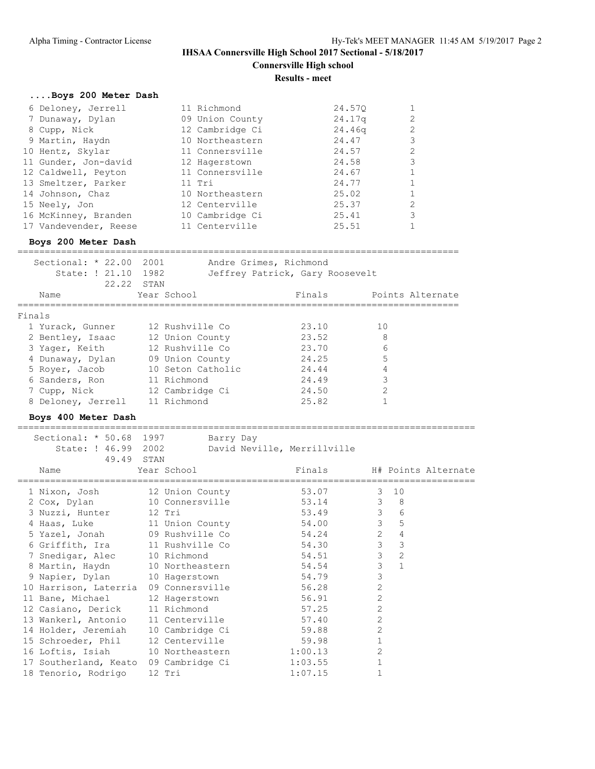**IHSAA Connersville High School 2017 Sectional - 5/18/2017**

**Connersville High school**

**Results - meet**

### ....Boys 200 Meter Dash

| Place | Name | Year | School | Prelims | H# |
|---|---|---|---|---|---|
| 6 | Deloney, Jerrell | 11 | Richmond | 24.57Q | 1 |
| 7 | Dunaway, Dylan | 09 | Union County | 24.17q | 2 |
| 8 | Cupp, Nick | 12 | Cambridge Ci | 24.46q | 2 |
| 9 | Martin, Haydn | 10 | Northeastern | 24.47 | 3 |
| 10 | Hentz, Skylar | 11 | Connersville | 24.57 | 2 |
| 11 | Gunder, Jon-david | 12 | Hagerstown | 24.58 | 3 |
| 12 | Caldwell, Peyton | 11 | Connersville | 24.67 | 1 |
| 13 | Smeltzer, Parker | 11 | Tri | 24.77 | 1 |
| 14 | Johnson, Chaz | 10 | Northeastern | 25.02 | 1 |
| 15 | Neely, Jon | 12 | Centerville | 25.37 | 2 |
| 16 | McKinney, Branden | 10 | Cambridge Ci | 25.41 | 3 |
| 17 | Vandevender, Reese | 11 | Centerville | 25.51 | 1 |

### Boys 200 Meter Dash

Sectional: * 22.00 2001 Andre Grimes, Richmond
State: ! 21.10 1982 Jeffrey Patrick, Gary Roosevelt
22.22 STAN

**Finals**

| Place | Name | Year | School | Finals | Points | Alternate |
|---|---|---|---|---|---|---|
| 1 | Yurack, Gunner | 12 | Rushville Co | 23.10 | 10 | |
| 2 | Bentley, Isaac | 12 | Union County | 23.52 | 8 | |
| 3 | Yager, Keith | 12 | Rushville Co | 23.70 | 6 | |
| 4 | Dunaway, Dylan | 09 | Union County | 24.25 | 5 | |
| 5 | Royer, Jacob | 10 | Seton Catholic | 24.44 | 4 | |
| 6 | Sanders, Ron | 11 | Richmond | 24.49 | 3 | |
| 7 | Cupp, Nick | 12 | Cambridge Ci | 24.50 | 2 | |
| 8 | Deloney, Jerrell | 11 | Richmond | 25.82 | 1 | |

### Boys 400 Meter Dash

Sectional: * 50.68 1997 Barry Day
State: ! 46.99 2002 David Neville, Merrillville
49.49 STAN

| Place | Name | Year | School | Finals | H# | Points | Alternate |
|---|---|---|---|---|---|---|---|
| 1 | Nixon, Josh | 12 | Union County | 53.07 | 3 | 10 | |
| 2 | Cox, Dylan | 10 | Connersville | 53.14 | 3 | 8 | |
| 3 | Nuzzi, Hunter | 12 | Tri | 53.49 | 3 | 6 | |
| 4 | Haas, Luke | 11 | Union County | 54.00 | 3 | 5 | |
| 5 | Yazel, Jonah | 09 | Rushville Co | 54.24 | 2 | 4 | |
| 6 | Griffith, Ira | 11 | Rushville Co | 54.30 | 3 | 3 | |
| 7 | Snedigar, Alec | 10 | Richmond | 54.51 | 3 | 2 | |
| 8 | Martin, Haydn | 10 | Northeastern | 54.54 | 3 | 1 | |
| 9 | Napier, Dylan | 10 | Hagerstown | 54.79 | 3 | | |
| 10 | Harrison, Laterria | 09 | Connersville | 56.28 | 2 | | |
| 11 | Bane, Michael | 12 | Hagerstown | 56.91 | 2 | | |
| 12 | Casiano, Derick | 11 | Richmond | 57.25 | 2 | | |
| 13 | Wankerl, Antonio | 11 | Centerville | 57.40 | 2 | | |
| 14 | Holder, Jeremiah | 10 | Cambridge Ci | 59.88 | 2 | | |
| 15 | Schroeder, Phil | 12 | Centerville | 59.98 | 1 | | |
| 16 | Loftis, Isiah | 10 | Northeastern | 1:00.13 | 2 | | |
| 17 | Southerland, Keato | 09 | Cambridge Ci | 1:03.55 | 1 | | |
| 18 | Tenorio, Rodrigo | 12 | Tri | 1:07.15 | 1 | | |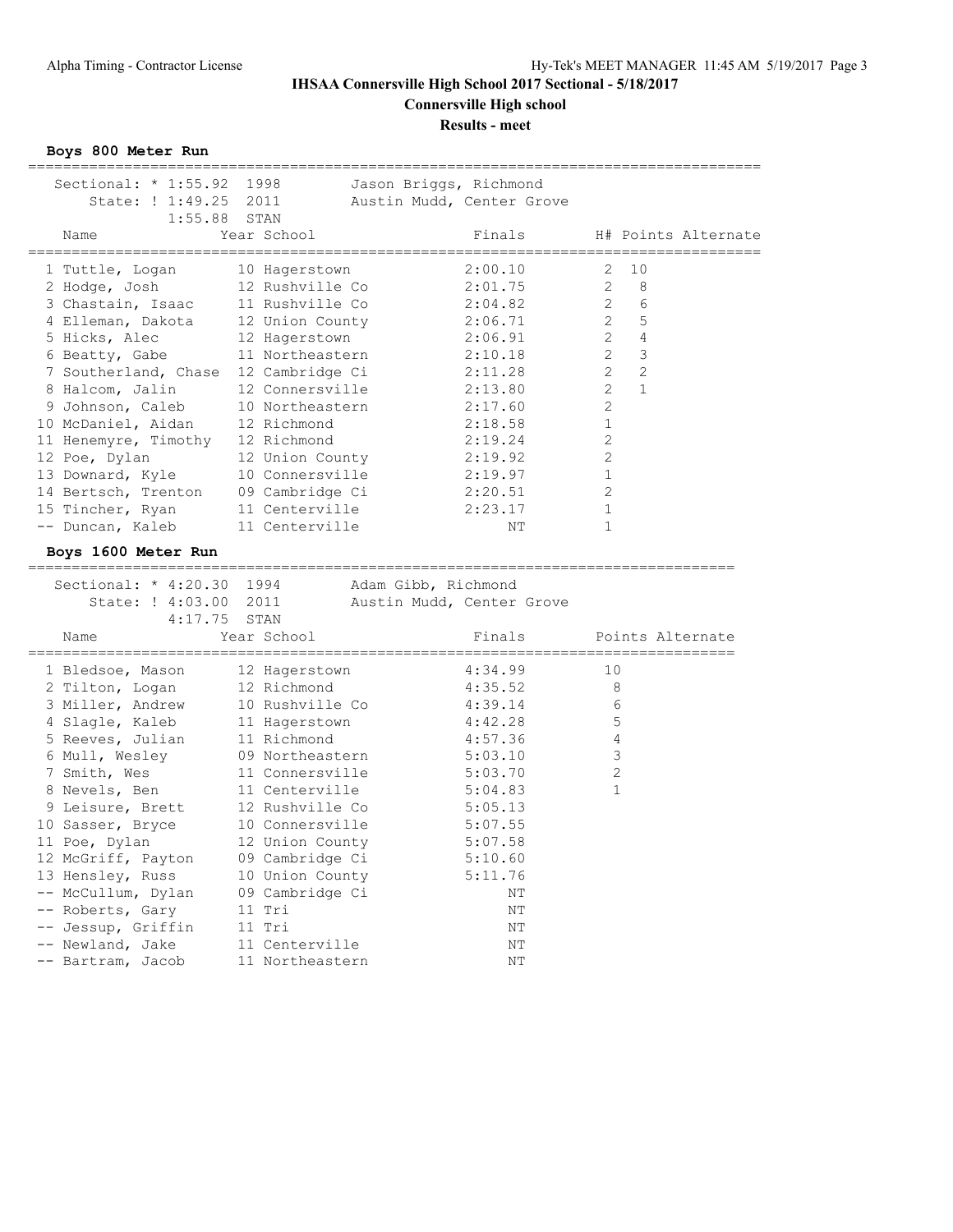# IHSAA Connersville High School 2017 Sectional - 5/18/2017

**Connersville High school**

**Results - meet**

### Boys 800 Meter Run

Sectional: * 1:55.92 1998 Jason Briggs, Richmond
State: ! 1:49.25 2011 Austin Mudd, Center Grove
1:55.88 STAN

| | Name | Year | School | Finals | H# | Points | Alternate |
|---|---|---|---|---|---|---|---|
| 1 | Tuttle, Logan | 10 | Hagerstown | 2:00.10 | 2 | 10 | |
| 2 | Hodge, Josh | 12 | Rushville Co | 2:01.75 | 2 | 8 | |
| 3 | Chastain, Isaac | 11 | Rushville Co | 2:04.82 | 2 | 6 | |
| 4 | Elleman, Dakota | 12 | Union County | 2:06.71 | 2 | 5 | |
| 5 | Hicks, Alec | 12 | Hagerstown | 2:06.91 | 2 | 4 | |
| 6 | Beatty, Gabe | 11 | Northeastern | 2:10.18 | 2 | 3 | |
| 7 | Southerland, Chase | 12 | Cambridge Ci | 2:11.28 | 2 | 2 | |
| 8 | Halcom, Jalin | 12 | Connersville | 2:13.80 | 2 | 1 | |
| 9 | Johnson, Caleb | 10 | Northeastern | 2:17.60 | 2 | | |
| 10 | McDaniel, Aidan | 12 | Richmond | 2:18.58 | 1 | | |
| 11 | Henemyre, Timothy | 12 | Richmond | 2:19.24 | 2 | | |
| 12 | Poe, Dylan | 12 | Union County | 2:19.92 | 2 | | |
| 13 | Downard, Kyle | 10 | Connersville | 2:19.97 | 1 | | |
| 14 | Bertsch, Trenton | 09 | Cambridge Ci | 2:20.51 | 2 | | |
| 15 | Tincher, Ryan | 11 | Centerville | 2:23.17 | 1 | | |
| -- | Duncan, Kaleb | 11 | Centerville | NT | 1 | | |

### Boys 1600 Meter Run

Sectional: * 4:20.30 1994 Adam Gibb, Richmond
State: ! 4:03.00 2011 Austin Mudd, Center Grove
4:17.75 STAN

| | Name | Year | School | Finals | Points | Alternate |
|---|---|---|---|---|---|---|
| 1 | Bledsoe, Mason | 12 | Hagerstown | 4:34.99 | 10 | |
| 2 | Tilton, Logan | 12 | Richmond | 4:35.52 | 8 | |
| 3 | Miller, Andrew | 10 | Rushville Co | 4:39.14 | 6 | |
| 4 | Slagle, Kaleb | 11 | Hagerstown | 4:42.28 | 5 | |
| 5 | Reeves, Julian | 11 | Richmond | 4:57.36 | 4 | |
| 6 | Mull, Wesley | 09 | Northeastern | 5:03.10 | 3 | |
| 7 | Smith, Wes | 11 | Connersville | 5:03.70 | 2 | |
| 8 | Nevels, Ben | 11 | Centerville | 5:04.83 | 1 | |
| 9 | Leisure, Brett | 12 | Rushville Co | 5:05.13 | | |
| 10 | Sasser, Bryce | 10 | Connersville | 5:07.55 | | |
| 11 | Poe, Dylan | 12 | Union County | 5:07.58 | | |
| 12 | McGriff, Payton | 09 | Cambridge Ci | 5:10.60 | | |
| 13 | Hensley, Russ | 10 | Union County | 5:11.76 | | |
| -- | McCullum, Dylan | 09 | Cambridge Ci | NT | | |
| -- | Roberts, Gary | 11 | Tri | NT | | |
| -- | Jessup, Griffin | 11 | Tri | NT | | |
| -- | Newland, Jake | 11 | Centerville | NT | | |
| -- | Bartram, Jacob | 11 | Northeastern | NT | | |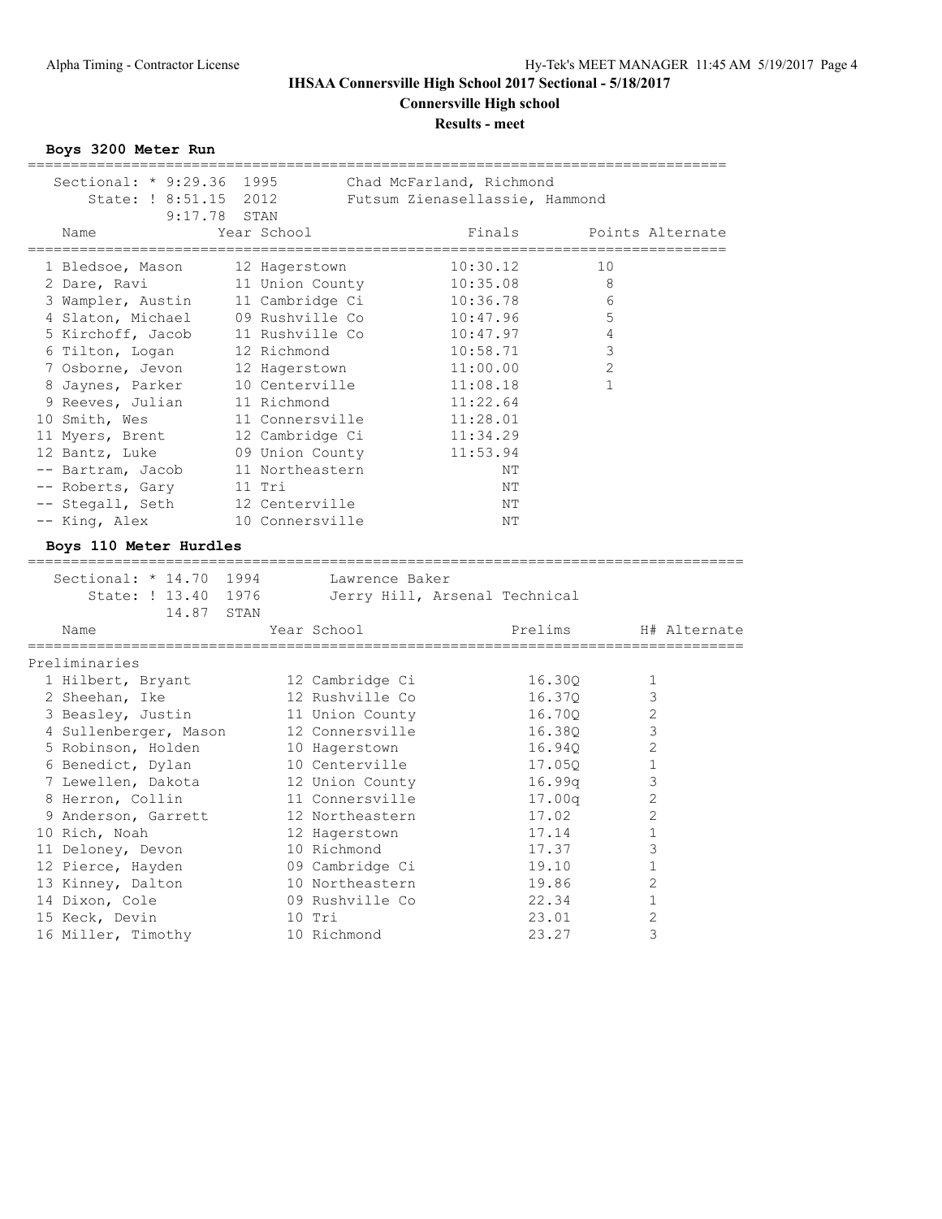# IHSAA Connersville High School 2017 Sectional - 5/18/2017

## Connersville High school

### Results - meet

**Boys 3200 Meter Run**

Sectional: * 9:29.36 1995 Chad McFarland, Richmond
State: ! 8:51.15 2012 Futsum Zienasellassie, Hammond
9:17.78 STAN

| | Name | Year | School | Finals | Points | Alternate |
|---|---|---|---|---|---|---|
| 1 | Bledsoe, Mason | 12 | Hagerstown | 10:30.12 | 10 | |
| 2 | Dare, Ravi | 11 | Union County | 10:35.08 | 8 | |
| 3 | Wampler, Austin | 11 | Cambridge Ci | 10:36.78 | 6 | |
| 4 | Slaton, Michael | 09 | Rushville Co | 10:47.96 | 5 | |
| 5 | Kirchoff, Jacob | 11 | Rushville Co | 10:47.97 | 4 | |
| 6 | Tilton, Logan | 12 | Richmond | 10:58.71 | 3 | |
| 7 | Osborne, Jevon | 12 | Hagerstown | 11:00.00 | 2 | |
| 8 | Jaynes, Parker | 10 | Centerville | 11:08.18 | 1 | |
| 9 | Reeves, Julian | 11 | Richmond | 11:22.64 | | |
| 10 | Smith, Wes | 11 | Connersville | 11:28.01 | | |
| 11 | Myers, Brent | 12 | Cambridge Ci | 11:34.29 | | |
| 12 | Bantz, Luke | 09 | Union County | 11:53.94 | | |
| -- | Bartram, Jacob | 11 | Northeastern | NT | | |
| -- | Roberts, Gary | 11 | Tri | NT | | |
| -- | Stegall, Seth | 12 | Centerville | NT | | |
| -- | King, Alex | 10 | Connersville | NT | | |

**Boys 110 Meter Hurdles**

Sectional: * 14.70 1994 Lawrence Baker
State: ! 13.40 1976 Jerry Hill, Arsenal Technical
14.87 STAN

Preliminaries

| | Name | Year | School | Prelims | H# | Alternate |
|---|---|---|---|---|---|---|
| 1 | Hilbert, Bryant | 12 | Cambridge Ci | 16.30Q | 1 | |
| 2 | Sheehan, Ike | 12 | Rushville Co | 16.37Q | 3 | |
| 3 | Beasley, Justin | 11 | Union County | 16.70Q | 2 | |
| 4 | Sullenberger, Mason | 12 | Connersville | 16.38Q | 3 | |
| 5 | Robinson, Holden | 10 | Hagerstown | 16.94Q | 2 | |
| 6 | Benedict, Dylan | 10 | Centerville | 17.05Q | 1 | |
| 7 | Lewellen, Dakota | 12 | Union County | 16.99q | 3 | |
| 8 | Herron, Collin | 11 | Connersville | 17.00q | 2 | |
| 9 | Anderson, Garrett | 12 | Northeastern | 17.02 | 2 | |
| 10 | Rich, Noah | 12 | Hagerstown | 17.14 | 1 | |
| 11 | Deloney, Devon | 10 | Richmond | 17.37 | 3 | |
| 12 | Pierce, Hayden | 09 | Cambridge Ci | 19.10 | 1 | |
| 13 | Kinney, Dalton | 10 | Northeastern | 19.86 | 2 | |
| 14 | Dixon, Cole | 09 | Rushville Co | 22.34 | 1 | |
| 15 | Keck, Devin | 10 | Tri | 23.01 | 2 | |
| 16 | Miller, Timothy | 10 | Richmond | 23.27 | 3 | |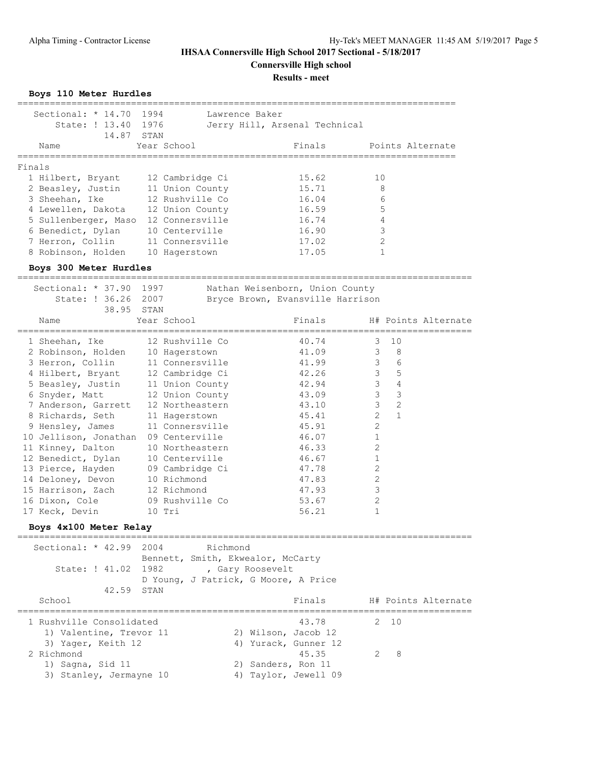**IHSAA Connersville High School 2017 Sectional - 5/18/2017**

**Connersville High school**

**Results - meet**

### Boys 110 Meter Hurdles

Sectional: * 14.70 1994 Lawrence Baker
State: ! 13.40 1976 Jerry Hill, Arsenal Technical
14.87 STAN

**Finals**

| | Name | Year | School | Finals | Points | Alternate |
|---|---|---|---|---|---|---|
| 1 | Hilbert, Bryant | 12 | Cambridge Ci | 15.62 | 10 | |
| 2 | Beasley, Justin | 11 | Union County | 15.71 | 8 | |
| 3 | Sheehan, Ike | 12 | Rushville Co | 16.04 | 6 | |
| 4 | Lewellen, Dakota | 12 | Union County | 16.59 | 5 | |
| 5 | Sullenberger, Maso | 12 | Connersville | 16.74 | 4 | |
| 6 | Benedict, Dylan | 10 | Centerville | 16.90 | 3 | |
| 7 | Herron, Collin | 11 | Connersville | 17.02 | 2 | |
| 8 | Robinson, Holden | 10 | Hagerstown | 17.05 | 1 | |

### Boys 300 Meter Hurdles

Sectional: * 37.90 1997 Nathan Weisenborn, Union County
State: ! 36.26 2007 Bryce Brown, Evansville Harrison
38.95 STAN

| | Name | Year | School | Finals | H# | Points | Alternate |
|---|---|---|---|---|---|---|---|
| 1 | Sheehan, Ike | 12 | Rushville Co | 40.74 | 3 | 10 | |
| 2 | Robinson, Holden | 10 | Hagerstown | 41.09 | 3 | 8 | |
| 3 | Herron, Collin | 11 | Connersville | 41.99 | 3 | 6 | |
| 4 | Hilbert, Bryant | 12 | Cambridge Ci | 42.26 | 3 | 5 | |
| 5 | Beasley, Justin | 11 | Union County | 42.94 | 3 | 4 | |
| 6 | Snyder, Matt | 12 | Union County | 43.09 | 3 | 3 | |
| 7 | Anderson, Garrett | 12 | Northeastern | 43.10 | 3 | 2 | |
| 8 | Richards, Seth | 11 | Hagerstown | 45.41 | 2 | 1 | |
| 9 | Hensley, James | 11 | Connersville | 45.91 | 2 | | |
| 10 | Jellison, Jonathan | 09 | Centerville | 46.07 | 1 | | |
| 11 | Kinney, Dalton | 10 | Northeastern | 46.33 | 2 | | |
| 12 | Benedict, Dylan | 10 | Centerville | 46.67 | 1 | | |
| 13 | Pierce, Hayden | 09 | Cambridge Ci | 47.78 | 2 | | |
| 14 | Deloney, Devon | 10 | Richmond | 47.83 | 2 | | |
| 15 | Harrison, Zach | 12 | Richmond | 47.93 | 3 | | |
| 16 | Dixon, Cole | 09 | Rushville Co | 53.67 | 2 | | |
| 17 | Keck, Devin | 10 | Tri | 56.21 | 1 | | |

### Boys 4x100 Meter Relay

Sectional: * 42.99 2004 Richmond
Bennett, Smith, Ekwealor, McCarty
State: ! 41.02 1982 , Gary Roosevelt
D Young, J Patrick, G Moore, A Price
42.59 STAN

| | School | Finals | H# | Points | Alternate |
|---|---|---|---|---|---|
| 1 | Rushville Consolidated | 43.78 | 2 | 10 | |
| | 1) Valentine, Trevor 11; 2) Wilson, Jacob 12; 3) Yager, Keith 12; 4) Yurack, Gunner 12 | | | | |
| 2 | Richmond | 45.35 | 2 | 8 | |
| | 1) Sagna, Sid 11; 2) Sanders, Ron 11; 3) Stanley, Jermayne 10; 4) Taylor, Jewell 09 | | | | |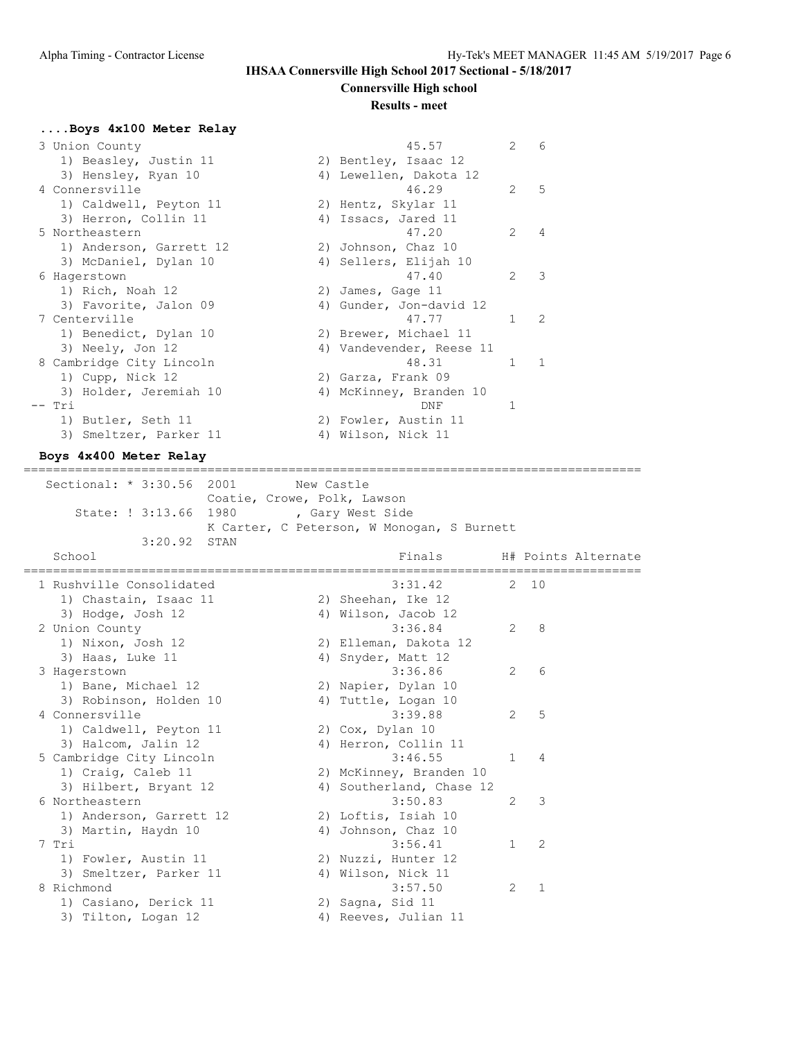IHSAA Connersville High School 2017 Sectional - 5/18/2017

Connersville High school

Results - meet

### ....Boys 4x100 Meter Relay

| School | Finals | H# | Points |
|---|---|---|---|
| 3 Union County | 45.57 | 2 | 6 |
| 1) Beasley, Justin 11; 2) Bentley, Isaac 12; 3) Hensley, Ryan 10; 4) Lewellen, Dakota 12 | | | |
| 4 Connersville | 46.29 | 2 | 5 |
| 1) Caldwell, Peyton 11; 2) Hentz, Skylar 11; 3) Herron, Collin 11; 4) Issacs, Jared 11 | | | |
| 5 Northeastern | 47.20 | 2 | 4 |
| 1) Anderson, Garrett 12; 2) Johnson, Chaz 10; 3) McDaniel, Dylan 10; 4) Sellers, Elijah 10 | | | |
| 6 Hagerstown | 47.40 | 2 | 3 |
| 1) Rich, Noah 12; 2) James, Gage 11; 3) Favorite, Jalon 09; 4) Gunder, Jon-david 12 | | | |
| 7 Centerville | 47.77 | 1 | 2 |
| 1) Benedict, Dylan 10; 2) Brewer, Michael 11; 3) Neely, Jon 12; 4) Vandevender, Reese 11 | | | |
| 8 Cambridge City Lincoln | 48.31 | 1 | 1 |
| 1) Cupp, Nick 12; 2) Garza, Frank 09; 3) Holder, Jeremiah 10; 4) McKinney, Branden 10 | | | |
| -- Tri | DNF | 1 | |
| 1) Butler, Seth 11; 2) Fowler, Austin 11; 3) Smeltzer, Parker 11; 4) Wilson, Nick 11 | | | |

### Boys 4x400 Meter Relay

Sectional: * 3:30.56 2001 New Castle
Coatie, Crowe, Polk, Lawson

State: ! 3:13.66 1980 , Gary West Side
K Carter, C Peterson, W Monogan, S Burnett

3:20.92 STAN

| School | Finals | H# | Points | Alternate |
|---|---|---|---|---|
| 1 Rushville Consolidated | 3:31.42 | 2 | 10 | |
| 1) Chastain, Isaac 11; 2) Sheehan, Ike 12; 3) Hodge, Josh 12; 4) Wilson, Jacob 12 | | | | |
| 2 Union County | 3:36.84 | 2 | 8 | |
| 1) Nixon, Josh 12; 2) Elleman, Dakota 12; 3) Haas, Luke 11; 4) Snyder, Matt 12 | | | | |
| 3 Hagerstown | 3:36.86 | 2 | 6 | |
| 1) Bane, Michael 12; 2) Napier, Dylan 10; 3) Robinson, Holden 10; 4) Tuttle, Logan 10 | | | | |
| 4 Connersville | 3:39.88 | 2 | 5 | |
| 1) Caldwell, Peyton 11; 2) Cox, Dylan 10; 3) Halcom, Jalin 12; 4) Herron, Collin 11 | | | | |
| 5 Cambridge City Lincoln | 3:46.55 | 1 | 4 | |
| 1) Craig, Caleb 11; 2) McKinney, Branden 10; 3) Hilbert, Bryant 12; 4) Southerland, Chase 12 | | | | |
| 6 Northeastern | 3:50.83 | 2 | 3 | |
| 1) Anderson, Garrett 12; 2) Loftis, Isiah 10; 3) Martin, Haydn 10; 4) Johnson, Chaz 10 | | | | |
| 7 Tri | 3:56.41 | 1 | 2 | |
| 1) Fowler, Austin 11; 2) Nuzzi, Hunter 12; 3) Smeltzer, Parker 11; 4) Wilson, Nick 11 | | | | |
| 8 Richmond | 3:57.50 | 2 | 1 | |
| 1) Casiano, Derick 11; 2) Sagna, Sid 11; 3) Tilton, Logan 12; 4) Reeves, Julian 11 | | | | |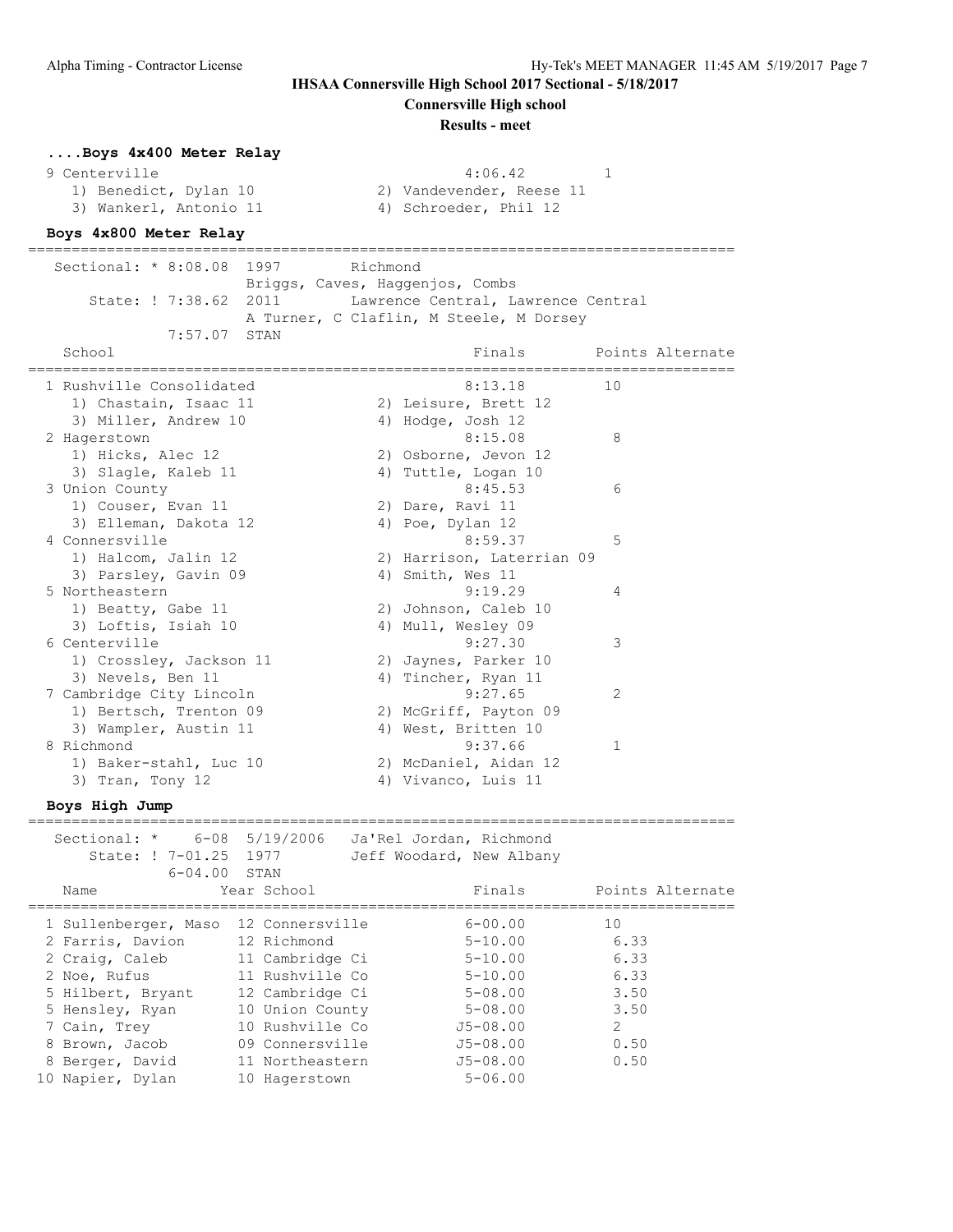## IHSAA Connersville High School 2017 Sectional - 5/18/2017

**Connersville High school**

**Results - meet**

### ....Boys 4x400 Meter Relay

| School | Finals | Points |
|---|---|---|
| 9 Centerville | 4:06.42 | 1 |
| 1) Benedict, Dylan 10; 2) Vandevender, Reese 11; 3) Wankerl, Antonio 11; 4) Schroeder, Phil 12 | | |

### Boys 4x800 Meter Relay

Sectional: * 8:08.08 1997 Richmond — Briggs, Caves, Haggenjos, Combs

State: ! 7:38.62 2011 Lawrence Central, Lawrence Central — A Turner, C Claflin, M Steele, M Dorsey

7:57.07 STAN

| School | Finals | Points | Alternate |
|---|---|---|---|
| 1 Rushville Consolidated | 8:13.18 | 10 | |
| 1) Chastain, Isaac 11; 2) Leisure, Brett 12; 3) Miller, Andrew 10; 4) Hodge, Josh 12 | | | |
| 2 Hagerstown | 8:15.08 | 8 | |
| 1) Hicks, Alec 12; 2) Osborne, Jevon 12; 3) Slagle, Kaleb 11; 4) Tuttle, Logan 10 | | | |
| 3 Union County | 8:45.53 | 6 | |
| 1) Couser, Evan 11; 2) Dare, Ravi 11; 3) Elleman, Dakota 12; 4) Poe, Dylan 12 | | | |
| 4 Connersville | 8:59.37 | 5 | |
| 1) Halcom, Jalin 12; 2) Harrison, Laterrian 09; 3) Parsley, Gavin 09; 4) Smith, Wes 11 | | | |
| 5 Northeastern | 9:19.29 | 4 | |
| 1) Beatty, Gabe 11; 2) Johnson, Caleb 10; 3) Loftis, Isiah 10; 4) Mull, Wesley 09 | | | |
| 6 Centerville | 9:27.30 | 3 | |
| 1) Crossley, Jackson 11; 2) Jaynes, Parker 10; 3) Nevels, Ben 11; 4) Tincher, Ryan 11 | | | |
| 7 Cambridge City Lincoln | 9:27.65 | 2 | |
| 1) Bertsch, Trenton 09; 2) McGriff, Payton 09; 3) Wampler, Austin 11; 4) West, Britten 10 | | | |
| 8 Richmond | 9:37.66 | 1 | |
| 1) Baker-stahl, Luc 10; 2) McDaniel, Aidan 12; 3) Tran, Tony 12; 4) Vivanco, Luis 11 | | | |

### Boys High Jump

Sectional: * 6-08 5/19/2006 Ja'Rel Jordan, Richmond

State: ! 7-01.25 1977 Jeff Woodard, New Albany

6-04.00 STAN

| Name | Year | School | Finals | Points | Alternate |
|---|---|---|---|---|---|
| 1 Sullenberger, Maso | 12 | Connersville | 6-00.00 | 10 | |
| 2 Farris, Davion | 12 | Richmond | 5-10.00 | 6.33 | |
| 2 Craig, Caleb | 11 | Cambridge Ci | 5-10.00 | 6.33 | |
| 2 Noe, Rufus | 11 | Rushville Co | 5-10.00 | 6.33 | |
| 5 Hilbert, Bryant | 12 | Cambridge Ci | 5-08.00 | 3.50 | |
| 5 Hensley, Ryan | 10 | Union County | 5-08.00 | 3.50 | |
| 7 Cain, Trey | 10 | Rushville Co | J5-08.00 | 2 | |
| 8 Brown, Jacob | 09 | Connersville | J5-08.00 | 0.50 | |
| 8 Berger, David | 11 | Northeastern | J5-08.00 | 0.50 | |
| 10 Napier, Dylan | 10 | Hagerstown | 5-06.00 | | |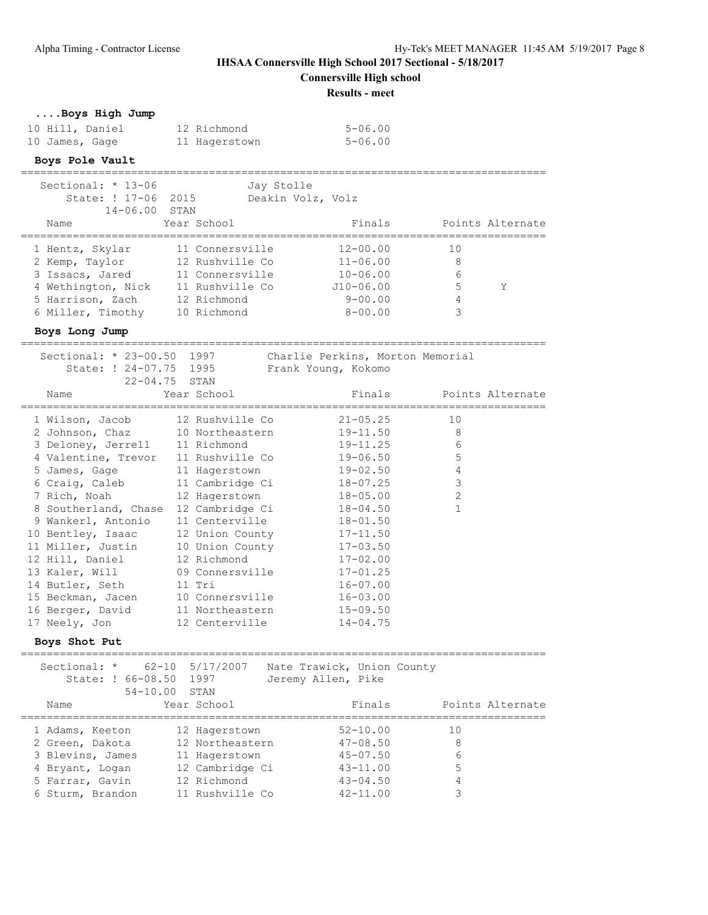# IHSAA Connersville High School 2017 Sectional - 5/18/2017

**Connersville High school**

**Results - meet**

### ....Boys High Jump

| Place | Name | Year | School | Finals |
|---|---|---|---|---|
| 10 | Hill, Daniel | 12 | Richmond | 5-06.00 |
| 10 | James, Gage | 11 | Hagerstown | 5-06.00 |

### Boys Pole Vault

Sectional: * 13-06 — Jay Stolle
State: ! 17-06 2015 — Deakin Volz, Volz
14-06.00 STAN

| Place | Name | Year | School | Finals | Points | Alternate |
|---|---|---|---|---|---|---|
| 1 | Hentz, Skylar | 11 | Connersville | 12-00.00 | 10 | |
| 2 | Kemp, Taylor | 12 | Rushville Co | 11-06.00 | 8 | |
| 3 | Issacs, Jared | 11 | Connersville | 10-06.00 | 6 | |
| 4 | Wethington, Nick | 11 | Rushville Co | J10-06.00 | 5 | Y |
| 5 | Harrison, Zach | 12 | Richmond | 9-00.00 | 4 | |
| 6 | Miller, Timothy | 10 | Richmond | 8-00.00 | 3 | |

### Boys Long Jump

Sectional: * 23-00.50 1997 — Charlie Perkins, Morton Memorial
State: ! 24-07.75 1995 — Frank Young, Kokomo
22-04.75 STAN

| Place | Name | Year | School | Finals | Points | Alternate |
|---|---|---|---|---|---|---|
| 1 | Wilson, Jacob | 12 | Rushville Co | 21-05.25 | 10 | |
| 2 | Johnson, Chaz | 10 | Northeastern | 19-11.50 | 8 | |
| 3 | Deloney, Jerrell | 11 | Richmond | 19-11.25 | 6 | |
| 4 | Valentine, Trevor | 11 | Rushville Co | 19-06.50 | 5 | |
| 5 | James, Gage | 11 | Hagerstown | 19-02.50 | 4 | |
| 6 | Craig, Caleb | 11 | Cambridge Ci | 18-07.25 | 3 | |
| 7 | Rich, Noah | 12 | Hagerstown | 18-05.00 | 2 | |
| 8 | Southerland, Chase | 12 | Cambridge Ci | 18-04.50 | 1 | |
| 9 | Wankerl, Antonio | 11 | Centerville | 18-01.50 | | |
| 10 | Bentley, Isaac | 12 | Union County | 17-11.50 | | |
| 11 | Miller, Justin | 10 | Union County | 17-03.50 | | |
| 12 | Hill, Daniel | 12 | Richmond | 17-02.00 | | |
| 13 | Kaler, Will | 09 | Connersville | 17-01.25 | | |
| 14 | Butler, Seth | 11 | Tri | 16-07.00 | | |
| 15 | Beckman, Jacen | 10 | Connersville | 16-03.00 | | |
| 16 | Berger, David | 11 | Northeastern | 15-09.50 | | |
| 17 | Neely, Jon | 12 | Centerville | 14-04.75 | | |

### Boys Shot Put

Sectional: * 62-10 5/17/2007 — Nate Trawick, Union County
State: ! 66-08.50 1997 — Jeremy Allen, Pike
54-10.00 STAN

| Place | Name | Year | School | Finals | Points | Alternate |
|---|---|---|---|---|---|---|
| 1 | Adams, Keeton | 12 | Hagerstown | 52-10.00 | 10 | |
| 2 | Green, Dakota | 12 | Northeastern | 47-08.50 | 8 | |
| 3 | Blevins, James | 11 | Hagerstown | 45-07.50 | 6 | |
| 4 | Bryant, Logan | 12 | Cambridge Ci | 43-11.00 | 5 | |
| 5 | Farrar, Gavin | 12 | Richmond | 43-04.50 | 4 | |
| 6 | Sturm, Brandon | 11 | Rushville Co | 42-11.00 | 3 | |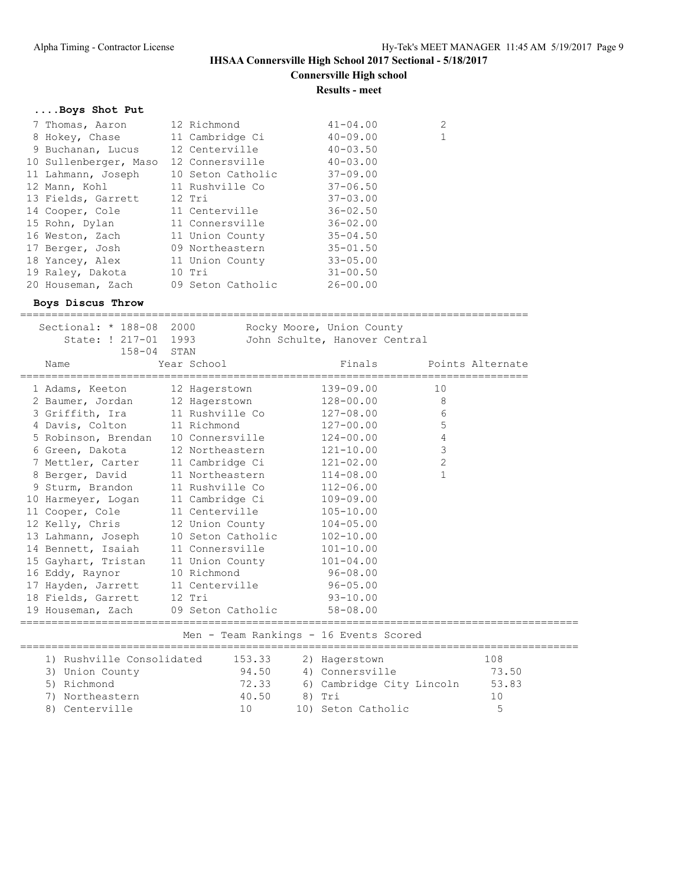# IHSAA Connersville High School 2017 Sectional - 5/18/2017

**Connersville High school**

**Results - meet**

### ....Boys Shot Put

| | | | | |
|---|---|---|---|---|
| 7 | Thomas, Aaron | 12 Richmond | 41-04.00 | 2 |
| 8 | Hokey, Chase | 11 Cambridge Ci | 40-09.00 | 1 |
| 9 | Buchanan, Lucus | 12 Centerville | 40-03.50 | |
| 10 | Sullenberger, Maso | 12 Connersville | 40-03.00 | |
| 11 | Lahmann, Joseph | 10 Seton Catholic | 37-09.00 | |
| 12 | Mann, Kohl | 11 Rushville Co | 37-06.50 | |
| 13 | Fields, Garrett | 12 Tri | 37-03.00 | |
| 14 | Cooper, Cole | 11 Centerville | 36-02.50 | |
| 15 | Rohn, Dylan | 11 Connersville | 36-02.00 | |
| 16 | Weston, Zach | 11 Union County | 35-04.50 | |
| 17 | Berger, Josh | 09 Northeastern | 35-01.50 | |
| 18 | Yancey, Alex | 11 Union County | 33-05.00 | |
| 19 | Raley, Dakota | 10 Tri | 31-00.50 | |
| 20 | Houseman, Zach | 09 Seton Catholic | 26-00.00 | |

### Boys Discus Throw

Sectional: * 188-08 2000 Rocky Moore, Union County
State: ! 217-01 1993 John Schulte, Hanover Central
158-04 STAN

| | Name | Year School | Finals | Points | Alternate |
|---|---|---|---|---|---|
| 1 | Adams, Keeton | 12 Hagerstown | 139-09.00 | 10 | |
| 2 | Baumer, Jordan | 12 Hagerstown | 128-00.00 | 8 | |
| 3 | Griffith, Ira | 11 Rushville Co | 127-08.00 | 6 | |
| 4 | Davis, Colton | 11 Richmond | 127-00.00 | 5 | |
| 5 | Robinson, Brendan | 10 Connersville | 124-00.00 | 4 | |
| 6 | Green, Dakota | 12 Northeastern | 121-10.00 | 3 | |
| 7 | Mettler, Carter | 11 Cambridge Ci | 121-02.00 | 2 | |
| 8 | Berger, David | 11 Northeastern | 114-08.00 | 1 | |
| 9 | Sturm, Brandon | 11 Rushville Co | 112-06.00 | | |
| 10 | Harmeyer, Logan | 11 Cambridge Ci | 109-09.00 | | |
| 11 | Cooper, Cole | 11 Centerville | 105-10.00 | | |
| 12 | Kelly, Chris | 12 Union County | 104-05.00 | | |
| 13 | Lahmann, Joseph | 10 Seton Catholic | 102-10.00 | | |
| 14 | Bennett, Isaiah | 11 Connersville | 101-10.00 | | |
| 15 | Gayhart, Tristan | 11 Union County | 101-04.00 | | |
| 16 | Eddy, Raynor | 10 Richmond | 96-08.00 | | |
| 17 | Hayden, Jarrett | 11 Centerville | 96-05.00 | | |
| 18 | Fields, Garrett | 12 Tri | 93-10.00 | | |
| 19 | Houseman, Zach | 09 Seton Catholic | 58-08.00 | | |

### Men - Team Rankings - 16 Events Scored

| | | | |
|---|---|---|---|
| 1) Rushville Consolidated | 153.33 | 2) Hagerstown | 108 |
| 3) Union County | 94.50 | 4) Connersville | 73.50 |
| 5) Richmond | 72.33 | 6) Cambridge City Lincoln | 53.83 |
| 7) Northeastern | 40.50 | 8) Tri | 10 |
| 8) Centerville | 10 | 10) Seton Catholic | 5 |